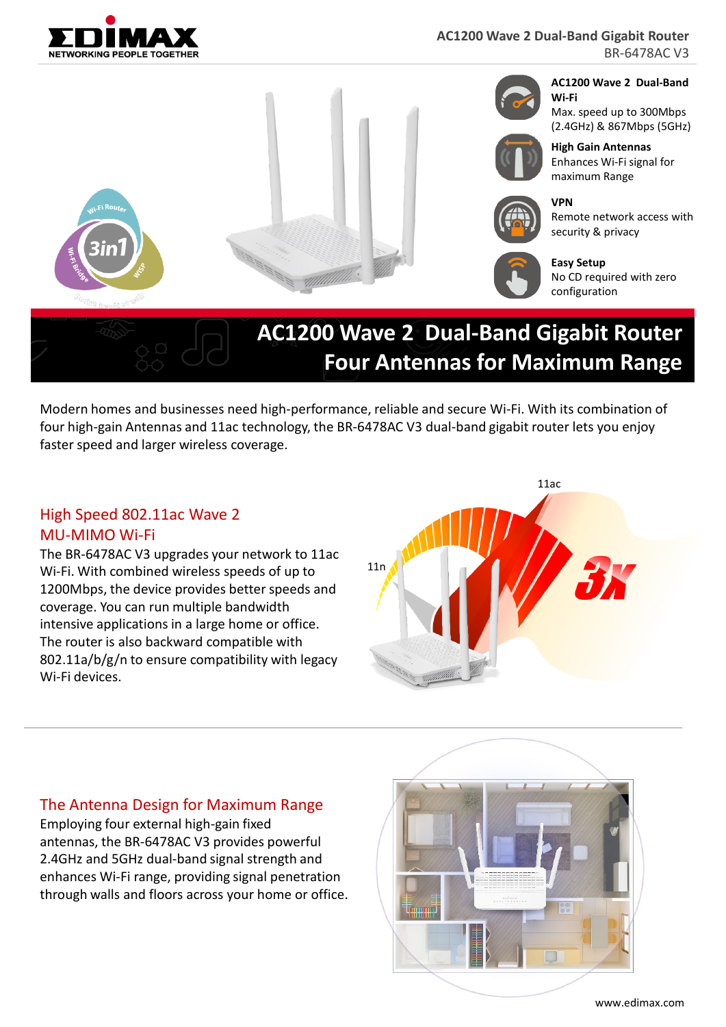# AC1200 Wave 2 Dual-Band Gigabit Router

BR-6478AC V3

**AC1200 Wave 2 Dual-Band Wi-Fi**
Max. speed up to 300Mbps (2.4GHz) & 867Mbps (5GHz)

**High Gain Antennas**
Enhances Wi-Fi signal for maximum Range

**VPN**
Remote network access with security & privacy

**Easy Setup**
No CD required with zero configuration

## AC1200 Wave 2 Dual-Band Gigabit Router Four Antennas for Maximum Range

Modern homes and businesses need high-performance, reliable and secure Wi-Fi. With its combination of four high-gain Antennas and 11ac technology, the BR-6478AC V3 dual-band gigabit router lets you enjoy faster speed and larger wireless coverage.

### High Speed 802.11ac Wave 2 MU-MIMO Wi-Fi

The BR-6478AC V3 upgrades your network to 11ac Wi-Fi. With combined wireless speeds of up to 1200Mbps, the device provides better speeds and coverage. You can run multiple bandwidth intensive applications in a large home or office. The router is also backward compatible with 802.11a/b/g/n to ensure compatibility with legacy Wi-Fi devices.

### The Antenna Design for Maximum Range

Employing four external high-gain fixed antennas, the BR-6478AC V3 provides powerful 2.4GHz and 5GHz dual-band signal strength and enhances Wi-Fi range, providing signal penetration through walls and floors across your home or office.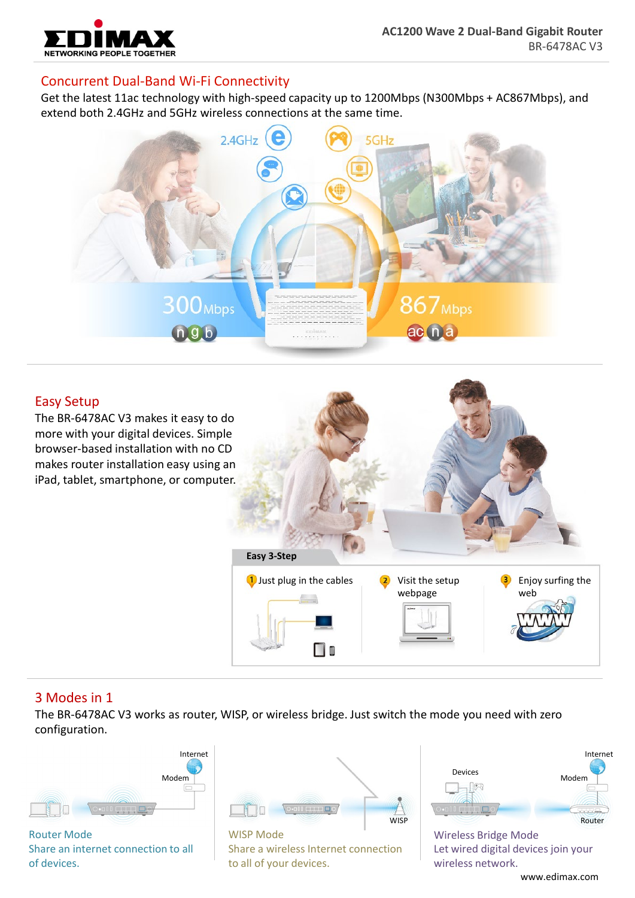## Concurrent Dual-Band Wi-Fi Connectivity

Get the latest 11ac technology with high-speed capacity up to 1200Mbps (N300Mbps + AC867Mbps), and extend both 2.4GHz and 5GHz wireless connections at the same time.

2.4GHz

5GHz

300Mbps

n g b

867Mbps

ac n a

## Easy Setup

The BR-6478AC V3 makes it easy to do more with your digital devices. Simple browser-based installation with no CD makes router installation easy using an iPad, tablet, smartphone, or computer.

**Easy 3-Step**

1. Just plug in the cables
2. Visit the setup webpage
3. Enjoy surfing the web

## 3 Modes in 1

The BR-6478AC V3 works as router, WISP, or wireless bridge. Just switch the mode you need with zero configuration.

Internet

Modem

**Router Mode**

Share an internet connection to all of devices.

WISP

**WISP Mode**

Share a wireless Internet connection to all of your devices.

Devices

Internet

Modem

Router

**Wireless Bridge Mode**

Let wired digital devices join your wireless network.

www.edimax.com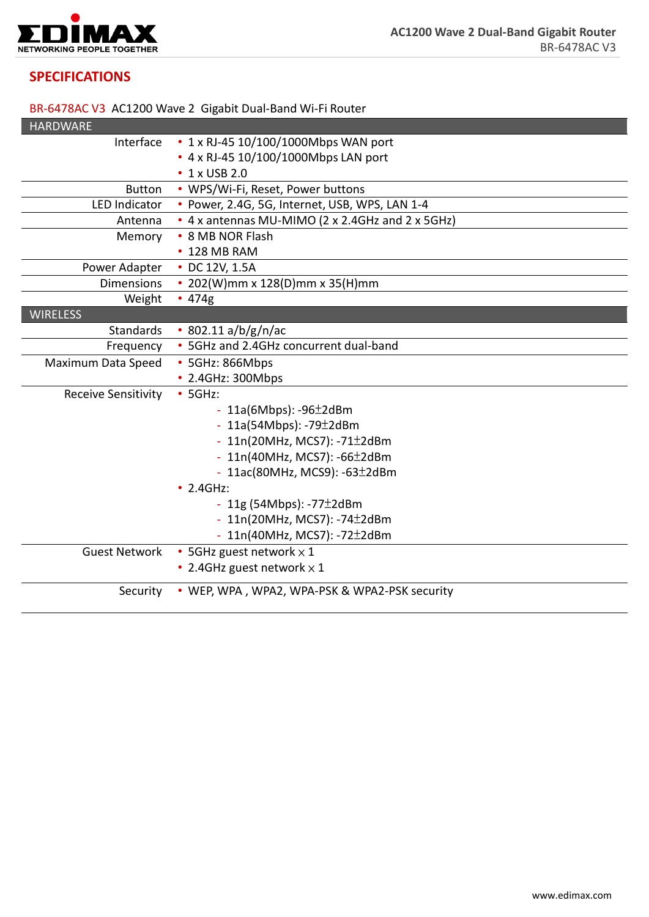## SPECIFICATIONS

BR-6478AC V3 AC1200 Wave 2 Gigabit Dual-Band Wi-Fi Router

| HARDWARE | |
|---|---|
| Interface | • 1 x RJ-45 10/100/1000Mbps WAN port<br>• 4 x RJ-45 10/100/1000Mbps LAN port<br>• 1 x USB 2.0 |
| Button | • WPS/Wi-Fi, Reset, Power buttons |
| LED Indicator | • Power, 2.4G, 5G, Internet, USB, WPS, LAN 1-4 |
| Antenna | • 4 x antennas MU-MIMO (2 x 2.4GHz and 2 x 5GHz) |
| Memory | • 8 MB NOR Flash<br>• 128 MB RAM |
| Power Adapter | • DC 12V, 1.5A |
| Dimensions | • 202(W)mm x 128(D)mm x 35(H)mm |
| Weight | • 474g |
| **WIRELESS** | |
| Standards | • 802.11 a/b/g/n/ac |
| Frequency | • 5GHz and 2.4GHz concurrent dual-band |
| Maximum Data Speed | • 5GHz: 866Mbps<br>• 2.4GHz: 300Mbps |
| Receive Sensitivity | • 5GHz:<br>- 11a(6Mbps): -96±2dBm<br>- 11a(54Mbps): -79±2dBm<br>- 11n(20MHz, MCS7): -71±2dBm<br>- 11n(40MHz, MCS7): -66±2dBm<br>- 11ac(80MHz, MCS9): -63±2dBm<br>• 2.4GHz:<br>- 11g (54Mbps): -77±2dBm<br>- 11n(20MHz, MCS7): -74±2dBm<br>- 11n(40MHz, MCS7): -72±2dBm |
| Guest Network | • 5GHz guest network × 1<br>• 2.4GHz guest network × 1 |
| Security | • WEP, WPA , WPA2, WPA-PSK & WPA2-PSK security |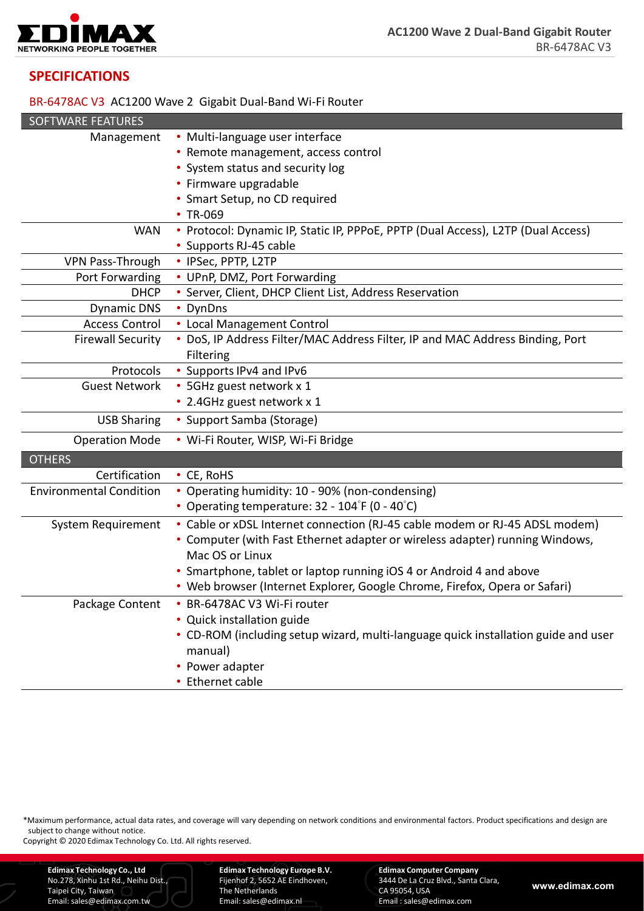## SPECIFICATIONS

BR-6478AC V3 AC1200 Wave 2 Gigabit Dual-Band Wi-Fi Router

| SOFTWARE FEATURES | |
|---|---|
| Management | • Multi-language user interface<br>• Remote management, access control<br>• System status and security log<br>• Firmware upgradable<br>• Smart Setup, no CD required<br>• TR-069 |
| WAN | • Protocol: Dynamic IP, Static IP, PPPoE, PPTP (Dual Access), L2TP (Dual Access)<br>• Supports RJ-45 cable |
| VPN Pass-Through | • IPSec, PPTP, L2TP |
| Port Forwarding | • UPnP, DMZ, Port Forwarding |
| DHCP | • Server, Client, DHCP Client List, Address Reservation |
| Dynamic DNS | • DynDns |
| Access Control | • Local Management Control |
| Firewall Security | • DoS, IP Address Filter/MAC Address Filter, IP and MAC Address Binding, Port Filtering |
| Protocols | • Supports IPv4 and IPv6 |
| Guest Network | • 5GHz guest network x 1<br>• 2.4GHz guest network x 1 |
| USB Sharing | • Support Samba (Storage) |
| Operation Mode | • Wi-Fi Router, WISP, Wi-Fi Bridge |
| **OTHERS** | |
| Certification | • CE, RoHS |
| Environmental Condition | • Operating humidity: 10 - 90% (non-condensing)<br>• Operating temperature: 32 - 104°F (0 - 40°C) |
| System Requirement | • Cable or xDSL Internet connection (RJ-45 cable modem or RJ-45 ADSL modem)<br>• Computer (with Fast Ethernet adapter or wireless adapter) running Windows, Mac OS or Linux<br>• Smartphone, tablet or laptop running iOS 4 or Android 4 and above<br>• Web browser (Internet Explorer, Google Chrome, Firefox, Opera or Safari) |
| Package Content | • BR-6478AC V3 Wi-Fi router<br>• Quick installation guide<br>• CD-ROM (including setup wizard, multi-language quick installation guide and user manual)<br>• Power adapter<br>• Ethernet cable |

*Maximum performance, actual data rates, and coverage will vary depending on network conditions and environmental factors. Product specifications and design are subject to change without notice.

Copyright © 2020 Edimax Technology Co. Ltd. All rights reserved.

**Edimax Technology Co., Ltd**
No.278, Xinhu 1st Rd., Neihu Dist., Taipei City, Taiwan
Email: sales@edimax.com.tw

**Edimax Technology Europe B.V.**
Fijenhof 2, 5652 AE Eindhoven, The Netherlands
Email: sales@edimax.nl

**Edimax Computer Company**
3444 De La Cruz Blvd., Santa Clara, CA 95054, USA
Email : sales@edimax.com

www.edimax.com